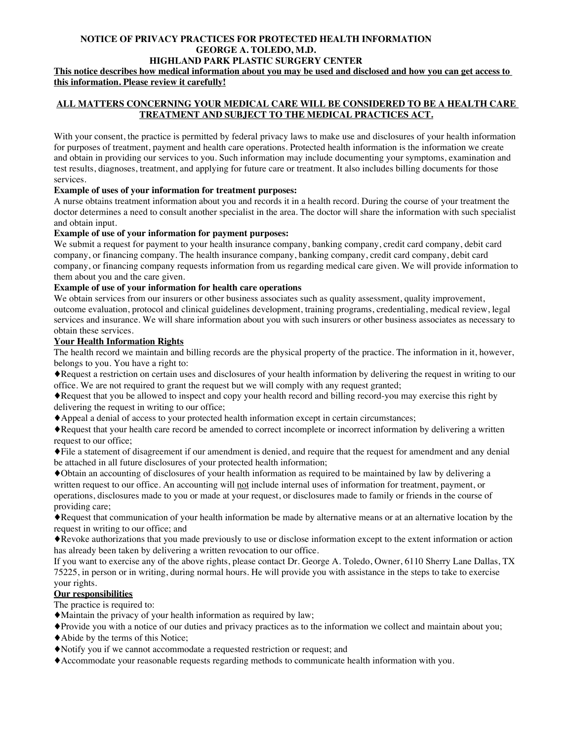# NOTICE OF PRIVACY PRACTICES FOR PROTECTED HEALTH INFORMATION
## GEORGE A. TOLEDO, M.D.
## HIGHLAND PARK PLASTIC SURGERY CENTER

**This notice describes how medical information about you may be used and disclosed and how you can get access to this information. Please review it carefully!**

**ALL MATTERS CONCERNING YOUR MEDICAL CARE WILL BE CONSIDERED TO BE A HEALTH CARE TREATMENT AND SUBJECT TO THE MEDICAL PRACTICES ACT.**

With your consent, the practice is permitted by federal privacy laws to make use and disclosures of your health information for purposes of treatment, payment and health care operations. Protected health information is the information we create and obtain in providing our services to you. Such information may include documenting your symptoms, examination and test results, diagnoses, treatment, and applying for future care or treatment. It also includes billing documents for those services.

**Example of uses of your information for treatment purposes:**

A nurse obtains treatment information about you and records it in a health record. During the course of your treatment the doctor determines a need to consult another specialist in the area. The doctor will share the information with such specialist and obtain input.

**Example of use of your information for payment purposes:**

We submit a request for payment to your health insurance company, banking company, credit card company, debit card company, or financing company. The health insurance company, banking company, credit card company, debit card company, or financing company requests information from us regarding medical care given. We will provide information to them about you and the care given.

**Example of use of your information for health care operations**

We obtain services from our insurers or other business associates such as quality assessment, quality improvement, outcome evaluation, protocol and clinical guidelines development, training programs, credentialing, medical review, legal services and insurance. We will share information about you with such insurers or other business associates as necessary to obtain these services.

**Your Health Information Rights**

The health record we maintain and billing records are the physical property of the practice. The information in it, however, belongs to you. You have a right to:

- Request a restriction on certain uses and disclosures of your health information by delivering the request in writing to our office. We are not required to grant the request but we will comply with any request granted;
- Request that you be allowed to inspect and copy your health record and billing record-you may exercise this right by delivering the request in writing to our office;
- Appeal a denial of access to your protected health information except in certain circumstances;
- Request that your health care record be amended to correct incomplete or incorrect information by delivering a written request to our office;
- File a statement of disagreement if our amendment is denied, and require that the request for amendment and any denial be attached in all future disclosures of your protected health information;
- Obtain an accounting of disclosures of your health information as required to be maintained by law by delivering a written request to our office. An accounting will not include internal uses of information for treatment, payment, or operations, disclosures made to you or made at your request, or disclosures made to family or friends in the course of providing care;
- Request that communication of your health information be made by alternative means or at an alternative location by the request in writing to our office; and
- Revoke authorizations that you made previously to use or disclose information except to the extent information or action has already been taken by delivering a written revocation to our office.

If you want to exercise any of the above rights, please contact Dr. George A. Toledo, Owner, 6110 Sherry Lane Dallas, TX 75225, in person or in writing, during normal hours. He will provide you with assistance in the steps to take to exercise your rights.

**Our responsibilities**

The practice is required to:

- Maintain the privacy of your health information as required by law;
- Provide you with a notice of our duties and privacy practices as to the information we collect and maintain about you;
- Abide by the terms of this Notice;
- Notify you if we cannot accommodate a requested restriction or request; and
- Accommodate your reasonable requests regarding methods to communicate health information with you.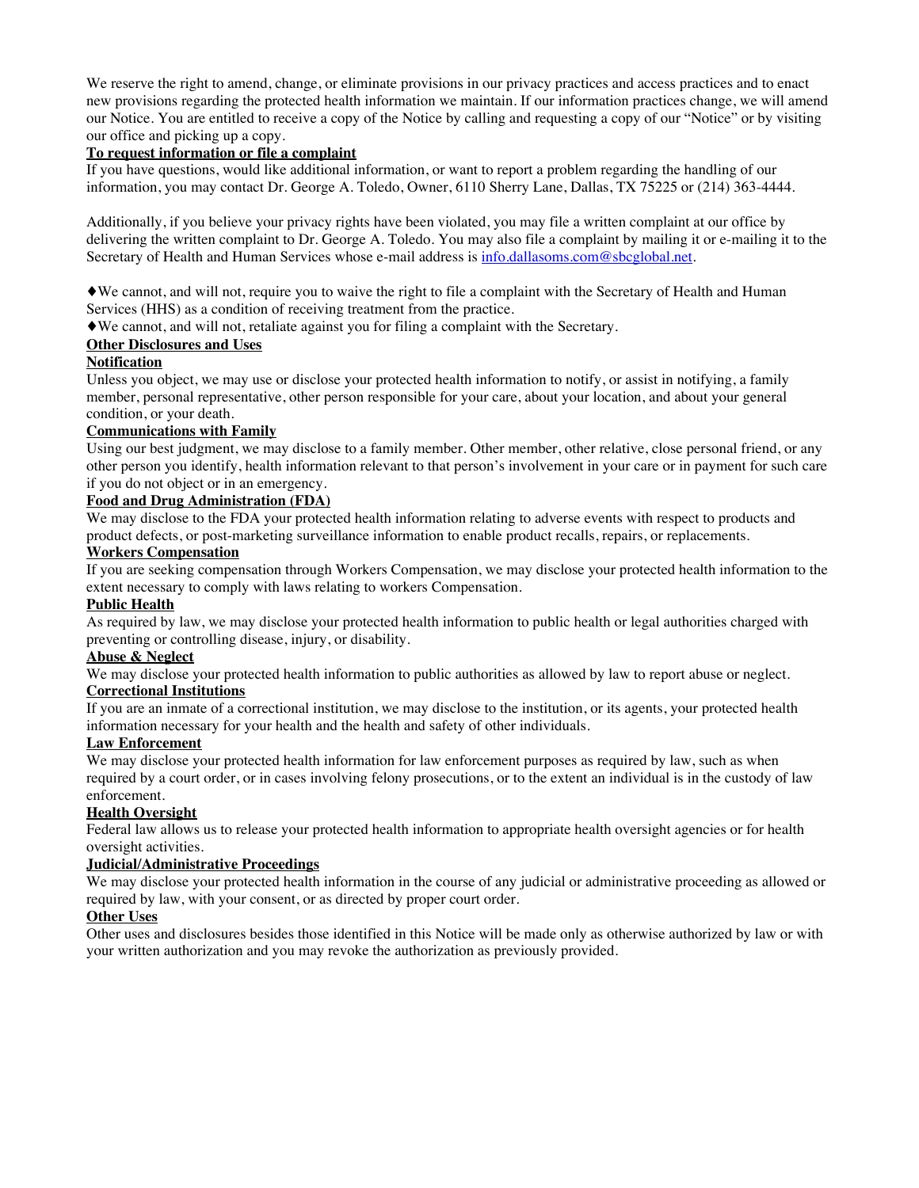We reserve the right to amend, change, or eliminate provisions in our privacy practices and access practices and to enact new provisions regarding the protected health information we maintain. If our information practices change, we will amend our Notice. You are entitled to receive a copy of the Notice by calling and requesting a copy of our "Notice" or by visiting our office and picking up a copy.

**To request information or file a complaint**

If you have questions, would like additional information, or want to report a problem regarding the handling of our information, you may contact Dr. George A. Toledo, Owner, 6110 Sherry Lane, Dallas, TX 75225 or (214) 363-4444.

Additionally, if you believe your privacy rights have been violated, you may file a written complaint at our office by delivering the written complaint to Dr. George A. Toledo. You may also file a complaint by mailing it or e-mailing it to the Secretary of Health and Human Services whose e-mail address is [info.dallasoms.com@sbcglobal.net](mailto:info.dallasoms.com@sbcglobal.net).

♦We cannot, and will not, require you to waive the right to file a complaint with the Secretary of Health and Human Services (HHS) as a condition of receiving treatment from the practice.

♦We cannot, and will not, retaliate against you for filing a complaint with the Secretary.

**Other Disclosures and Uses**

**Notification**

Unless you object, we may use or disclose your protected health information to notify, or assist in notifying, a family member, personal representative, other person responsible for your care, about your location, and about your general condition, or your death.

**Communications with Family**

Using our best judgment, we may disclose to a family member. Other member, other relative, close personal friend, or any other person you identify, health information relevant to that person's involvement in your care or in payment for such care if you do not object or in an emergency.

**Food and Drug Administration (FDA)**

We may disclose to the FDA your protected health information relating to adverse events with respect to products and product defects, or post-marketing surveillance information to enable product recalls, repairs, or replacements.

**Workers Compensation**

If you are seeking compensation through Workers Compensation, we may disclose your protected health information to the extent necessary to comply with laws relating to workers Compensation.

**Public Health**

As required by law, we may disclose your protected health information to public health or legal authorities charged with preventing or controlling disease, injury, or disability.

**Abuse & Neglect**

We may disclose your protected health information to public authorities as allowed by law to report abuse or neglect.

**Correctional Institutions**

If you are an inmate of a correctional institution, we may disclose to the institution, or its agents, your protected health information necessary for your health and the health and safety of other individuals.

**Law Enforcement**

We may disclose your protected health information for law enforcement purposes as required by law, such as when required by a court order, or in cases involving felony prosecutions, or to the extent an individual is in the custody of law enforcement.

**Health Oversight**

Federal law allows us to release your protected health information to appropriate health oversight agencies or for health oversight activities.

**Judicial/Administrative Proceedings**

We may disclose your protected health information in the course of any judicial or administrative proceeding as allowed or required by law, with your consent, or as directed by proper court order.

**Other Uses**

Other uses and disclosures besides those identified in this Notice will be made only as otherwise authorized by law or with your written authorization and you may revoke the authorization as previously provided.